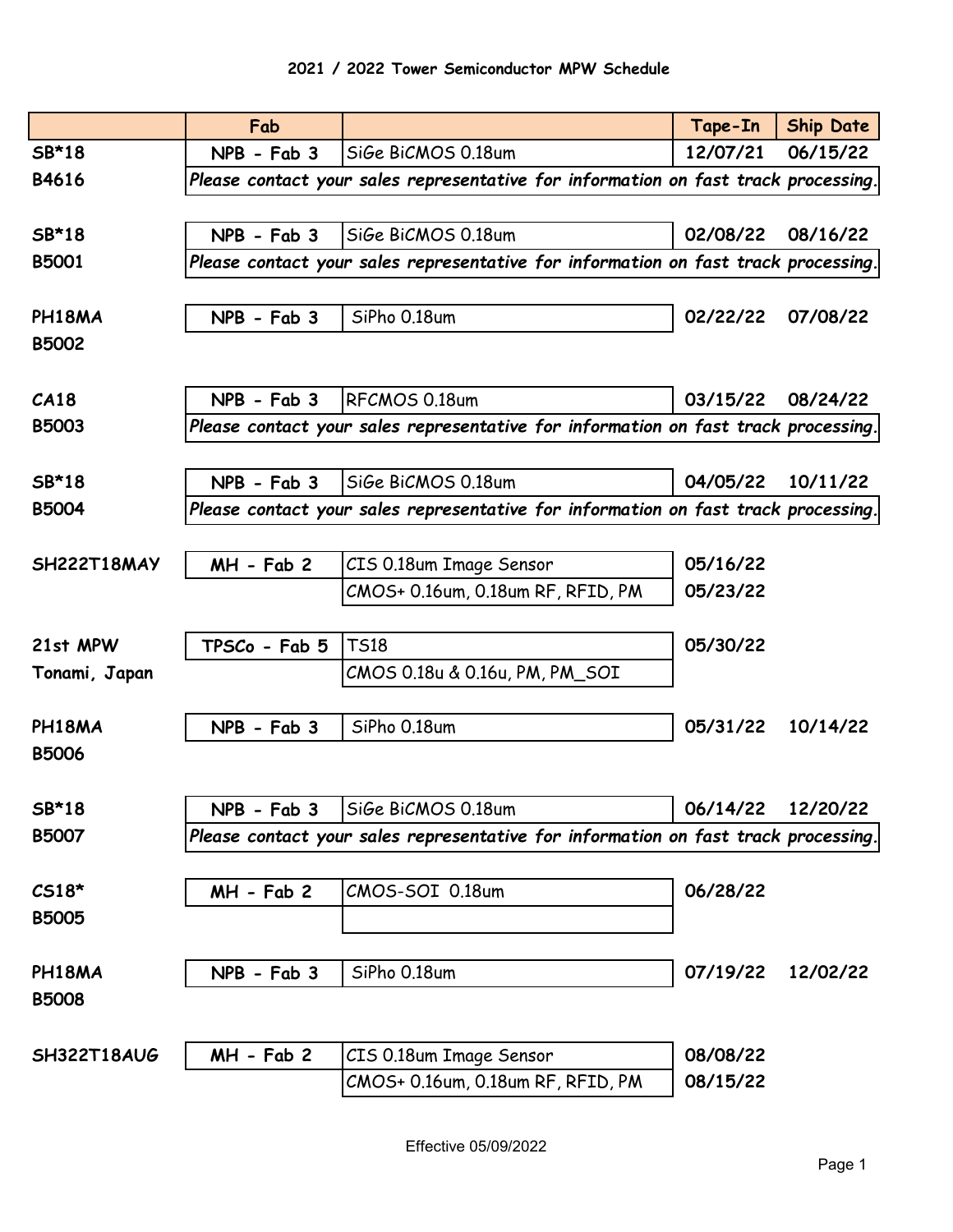# 2021 / 2022 Tower Semiconductor MPW Schedule

| | Fab | | Tape-In | Ship Date |
|---|---|---|---|---|
| SB*18 | NPB - Fab 3 | SiGe BiCMOS 0.18um | 12/07/21 | 06/15/22 |
| B4616 | *Please contact your sales representative for information on fast track processing.* | | | |
| SB*18 | NPB - Fab 3 | SiGe BiCMOS 0.18um | 02/08/22 | 08/16/22 |
| B5001 | *Please contact your sales representative for information on fast track processing.* | | | |
| PH18MA | NPB - Fab 3 | SiPho 0.18um | 02/22/22 | 07/08/22 |
| B5002 | | | | |
| CA18 | NPB - Fab 3 | RFCMOS 0.18um | 03/15/22 | 08/24/22 |
| B5003 | *Please contact your sales representative for information on fast track processing.* | | | |
| SB*18 | NPB - Fab 3 | SiGe BiCMOS 0.18um | 04/05/22 | 10/11/22 |
| B5004 | *Please contact your sales representative for information on fast track processing.* | | | |
| SH222T18MAY | MH - Fab 2 | CIS 0.18um Image Sensor | 05/16/22 | |
| | | CMOS+ 0.16um, 0.18um RF, RFID, PM | 05/23/22 | |
| 21st MPW | TPSCo - Fab 5 | TS18 | 05/30/22 | |
| Tonami, Japan | | CMOS 0.18u & 0.16u, PM, PM_SOI | | |
| PH18MA | NPB - Fab 3 | SiPho 0.18um | 05/31/22 | 10/14/22 |
| B5006 | | | | |
| SB*18 | NPB - Fab 3 | SiGe BiCMOS 0.18um | 06/14/22 | 12/20/22 |
| B5007 | *Please contact your sales representative for information on fast track processing.* | | | |
| CS18* | MH - Fab 2 | CMOS-SOI 0.18um | 06/28/22 | |
| B5005 | | | | |
| PH18MA | NPB - Fab 3 | SiPho 0.18um | 07/19/22 | 12/02/22 |
| B5008 | | | | |
| SH322T18AUG | MH - Fab 2 | CIS 0.18um Image Sensor | 08/08/22 | |
| | | CMOS+ 0.16um, 0.18um RF, RFID, PM | 08/15/22 | |

Effective 05/09/2022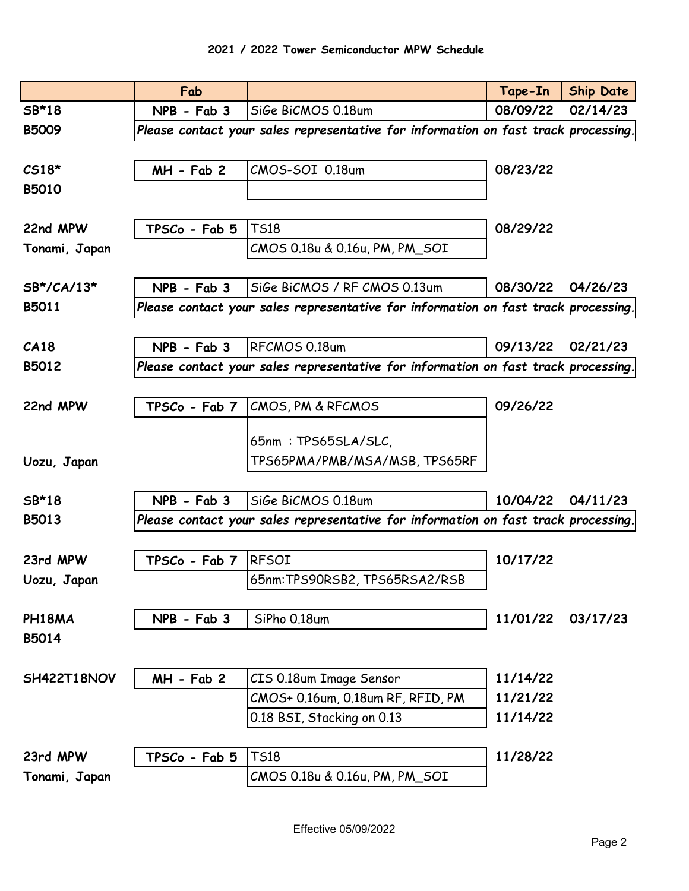## 2021 / 2022 Tower Semiconductor MPW Schedule

| | Fab | | Tape-In | Ship Date |
|---|---|---|---|---|
| SB*18 | NPB - Fab 3 | SiGe BiCMOS 0.18um | 08/09/22 | 02/14/23 |
| B5009 | *Please contact your sales representative for information on fast track processing.* | | | |
| | | | | |
| CS18* | MH - Fab 2 | CMOS-SOI 0.18um | 08/23/22 | |
| B5010 | | | | |
| | | | | |
| 22nd MPW | TPSCo - Fab 5 | TS18 | 08/29/22 | |
| Tonami, Japan | | CMOS 0.18u & 0.16u, PM, PM_SOI | | |
| | | | | |
| SB*/CA/13* | NPB - Fab 3 | SiGe BiCMOS / RF CMOS 0.13um | 08/30/22 | 04/26/23 |
| B5011 | *Please contact your sales representative for information on fast track processing.* | | | |
| | | | | |
| CA18 | NPB - Fab 3 | RFCMOS 0.18um | 09/13/22 | 02/21/23 |
| B5012 | *Please contact your sales representative for information on fast track processing.* | | | |
| | | | | |
| 22nd MPW | TPSCo - Fab 7 | CMOS, PM & RFCMOS | 09/26/22 | |
| Uozu, Japan | | 65nm : TPS65SLA/SLC, TPS65PMA/PMB/MSA/MSB, TPS65RF | | |
| | | | | |
| SB*18 | NPB - Fab 3 | SiGe BiCMOS 0.18um | 10/04/22 | 04/11/23 |
| B5013 | *Please contact your sales representative for information on fast track processing.* | | | |
| | | | | |
| 23rd MPW | TPSCo - Fab 7 | RFSOI | 10/17/22 | |
| Uozu, Japan | | 65nm:TPS90RSB2, TPS65RSA2/RSB | | |
| | | | | |
| PH18MA | NPB - Fab 3 | SiPho 0.18um | 11/01/22 | 03/17/23 |
| B5014 | | | | |
| | | | | |
| SH422T18NOV | MH - Fab 2 | CIS 0.18um Image Sensor | 11/14/22 | |
| | | CMOS+ 0.16um, 0.18um RF, RFID, PM | 11/21/22 | |
| | | 0.18 BSI, Stacking on 0.13 | 11/14/22 | |
| | | | | |
| 23rd MPW | TPSCo - Fab 5 | TS18 | 11/28/22 | |
| Tonami, Japan | | CMOS 0.18u & 0.16u, PM, PM_SOI | | |

Effective 05/09/2022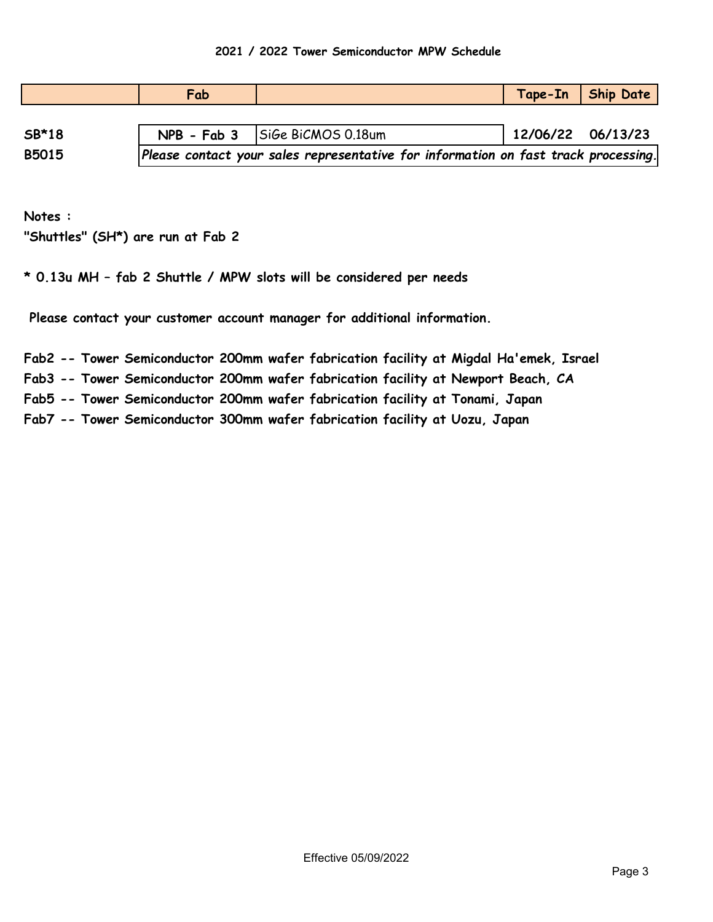**2021 / 2022 Tower Semiconductor MPW Schedule**

| | Fab | | Tape-In | Ship Date |
|---|---|---|---|---|
| SB*18 | NPB - Fab 3 | SiGe BiCMOS 0.18um | 12/06/22 | 06/13/23 |
| B5015 | *Please contact your sales representative for information on fast track processing.* | | | |

**Notes :**

**"Shuttles" (SH*) are run at Fab 2**

**\* 0.13u MH – fab 2 Shuttle / MPW slots will be considered per needs**

**Please contact your customer account manager for additional information.**

**Fab2 -- Tower Semiconductor 200mm wafer fabrication facility at Migdal Ha'emek, Israel**

**Fab3 -- Tower Semiconductor 200mm wafer fabrication facility at Newport Beach, CA**

**Fab5 -- Tower Semiconductor 200mm wafer fabrication facility at Tonami, Japan**

**Fab7 -- Tower Semiconductor 300mm wafer fabrication facility at Uozu, Japan**

Effective 05/09/2022